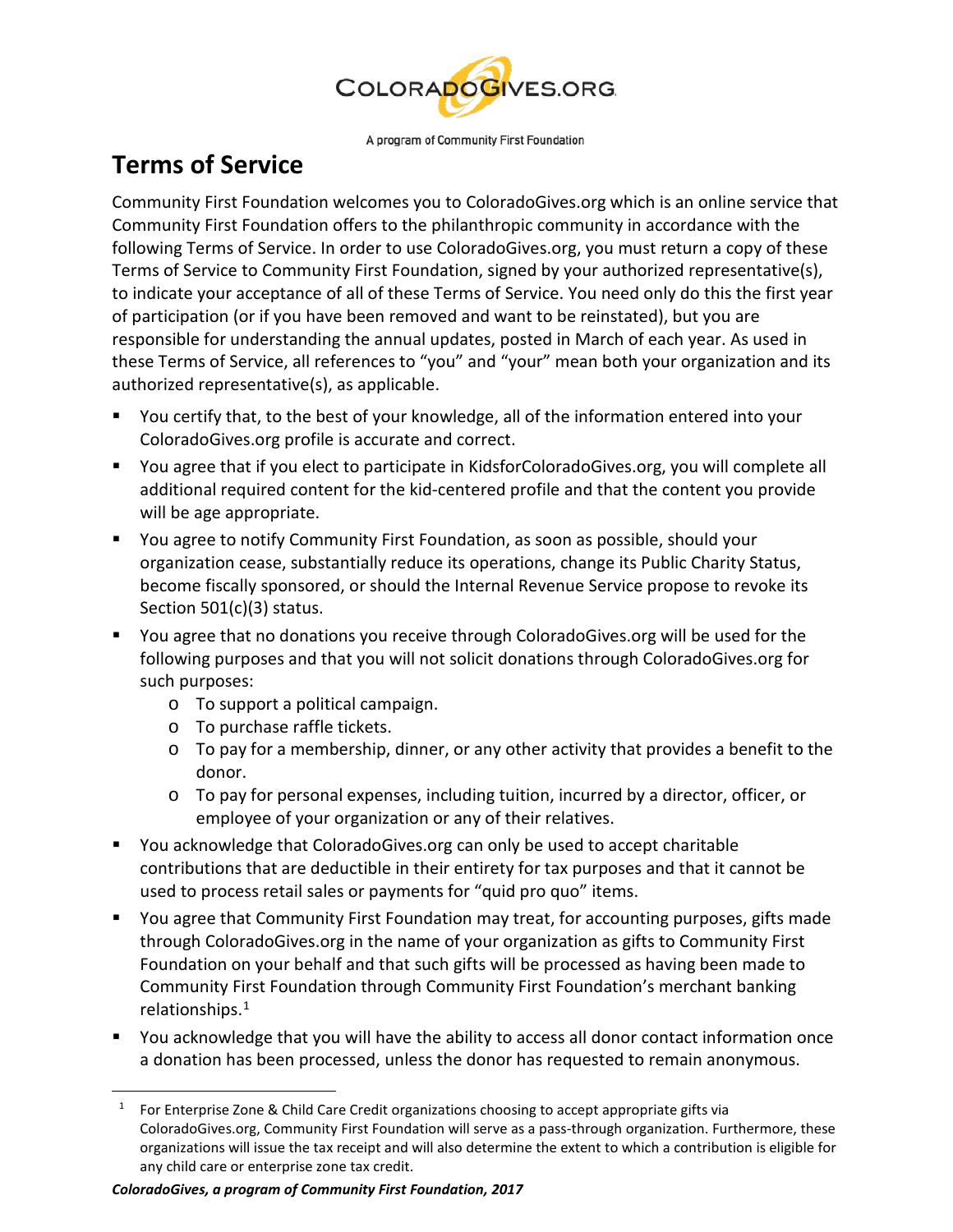COLORADOGIVES.ORG

A program of Community First Foundation

# Terms of Service

Community First Foundation welcomes you to ColoradoGives.org which is an online service that Community First Foundation offers to the philanthropic community in accordance with the following Terms of Service. In order to use ColoradoGives.org, you must return a copy of these Terms of Service to Community First Foundation, signed by your authorized representative(s), to indicate your acceptance of all of these Terms of Service. You need only do this the first year of participation (or if you have been removed and want to be reinstated), but you are responsible for understanding the annual updates, posted in March of each year. As used in these Terms of Service, all references to "you" and "your" mean both your organization and its authorized representative(s), as applicable.

- You certify that, to the best of your knowledge, all of the information entered into your ColoradoGives.org profile is accurate and correct.
- You agree that if you elect to participate in KidsforColoradoGives.org, you will complete all additional required content for the kid-centered profile and that the content you provide will be age appropriate.
- You agree to notify Community First Foundation, as soon as possible, should your organization cease, substantially reduce its operations, change its Public Charity Status, become fiscally sponsored, or should the Internal Revenue Service propose to revoke its Section 501(c)(3) status.
- You agree that no donations you receive through ColoradoGives.org will be used for the following purposes and that you will not solicit donations through ColoradoGives.org for such purposes:
  - To support a political campaign.
  - To purchase raffle tickets.
  - To pay for a membership, dinner, or any other activity that provides a benefit to the donor.
  - To pay for personal expenses, including tuition, incurred by a director, officer, or employee of your organization or any of their relatives.
- You acknowledge that ColoradoGives.org can only be used to accept charitable contributions that are deductible in their entirety for tax purposes and that it cannot be used to process retail sales or payments for "quid pro quo" items.
- You agree that Community First Foundation may treat, for accounting purposes, gifts made through ColoradoGives.org in the name of your organization as gifts to Community First Foundation on your behalf and that such gifts will be processed as having been made to Community First Foundation through Community First Foundation's merchant banking relationships.[1]
- You acknowledge that you will have the ability to access all donor contact information once a donation has been processed, unless the donor has requested to remain anonymous.

[1] For Enterprise Zone & Child Care Credit organizations choosing to accept appropriate gifts via ColoradoGives.org, Community First Foundation will serve as a pass-through organization. Furthermore, these organizations will issue the tax receipt and will also determine the extent to which a contribution is eligible for any child care or enterprise zone tax credit.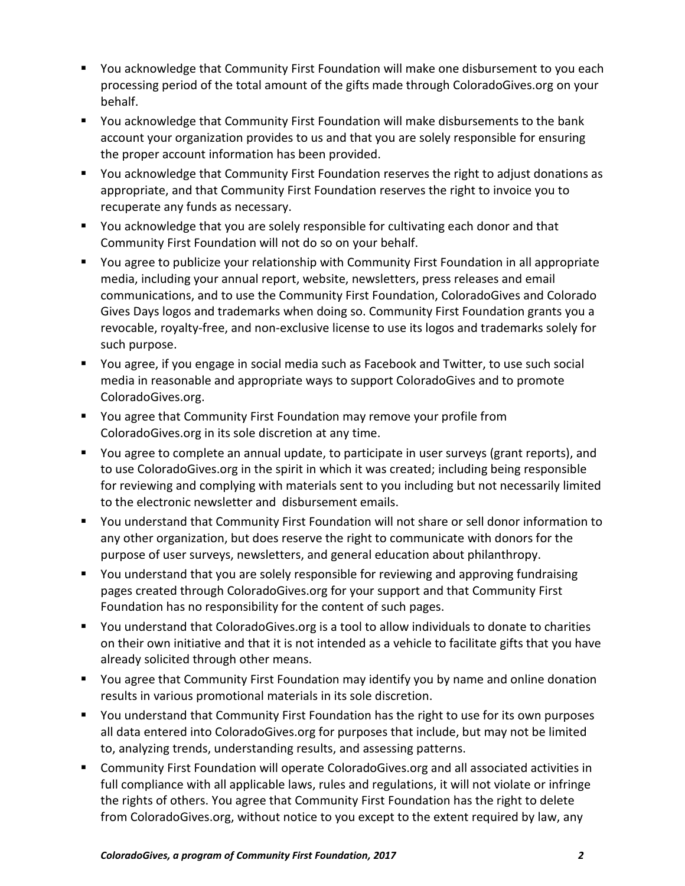- You acknowledge that Community First Foundation will make one disbursement to you each processing period of the total amount of the gifts made through ColoradoGives.org on your behalf.
- You acknowledge that Community First Foundation will make disbursements to the bank account your organization provides to us and that you are solely responsible for ensuring the proper account information has been provided.
- You acknowledge that Community First Foundation reserves the right to adjust donations as appropriate, and that Community First Foundation reserves the right to invoice you to recuperate any funds as necessary.
- You acknowledge that you are solely responsible for cultivating each donor and that Community First Foundation will not do so on your behalf.
- You agree to publicize your relationship with Community First Foundation in all appropriate media, including your annual report, website, newsletters, press releases and email communications, and to use the Community First Foundation, ColoradoGives and Colorado Gives Days logos and trademarks when doing so. Community First Foundation grants you a revocable, royalty-free, and non-exclusive license to use its logos and trademarks solely for such purpose.
- You agree, if you engage in social media such as Facebook and Twitter, to use such social media in reasonable and appropriate ways to support ColoradoGives and to promote ColoradoGives.org.
- You agree that Community First Foundation may remove your profile from ColoradoGives.org in its sole discretion at any time.
- You agree to complete an annual update, to participate in user surveys (grant reports), and to use ColoradoGives.org in the spirit in which it was created; including being responsible for reviewing and complying with materials sent to you including but not necessarily limited to the electronic newsletter and disbursement emails.
- You understand that Community First Foundation will not share or sell donor information to any other organization, but does reserve the right to communicate with donors for the purpose of user surveys, newsletters, and general education about philanthropy.
- You understand that you are solely responsible for reviewing and approving fundraising pages created through ColoradoGives.org for your support and that Community First Foundation has no responsibility for the content of such pages.
- You understand that ColoradoGives.org is a tool to allow individuals to donate to charities on their own initiative and that it is not intended as a vehicle to facilitate gifts that you have already solicited through other means.
- You agree that Community First Foundation may identify you by name and online donation results in various promotional materials in its sole discretion.
- You understand that Community First Foundation has the right to use for its own purposes all data entered into ColoradoGives.org for purposes that include, but may not be limited to, analyzing trends, understanding results, and assessing patterns.
- Community First Foundation will operate ColoradoGives.org and all associated activities in full compliance with all applicable laws, rules and regulations, it will not violate or infringe the rights of others. You agree that Community First Foundation has the right to delete from ColoradoGives.org, without notice to you except to the extent required by law, any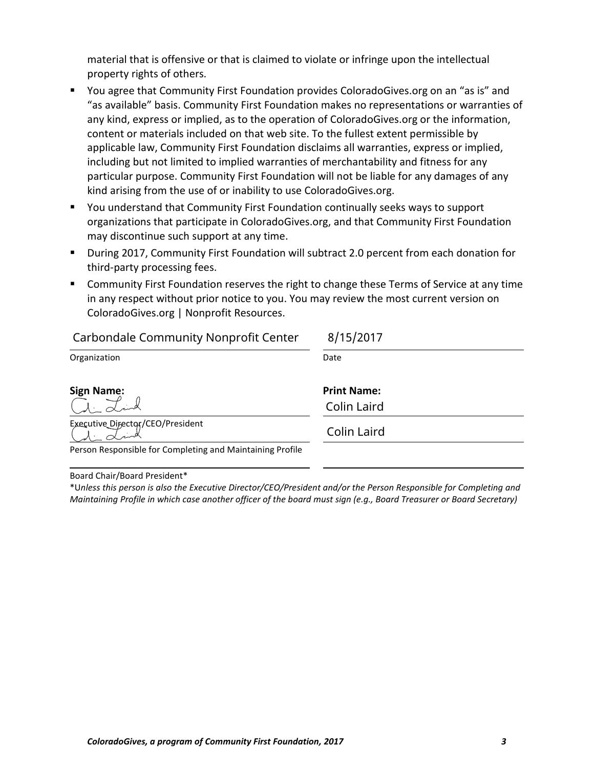material that is offensive or that is claimed to violate or infringe upon the intellectual property rights of others.

- You agree that Community First Foundation provides ColoradoGives.org on an "as is" and "as available" basis. Community First Foundation makes no representations or warranties of any kind, express or implied, as to the operation of ColoradoGives.org or the information, content or materials included on that web site. To the fullest extent permissible by applicable law, Community First Foundation disclaims all warranties, express or implied, including but not limited to implied warranties of merchantability and fitness for any particular purpose. Community First Foundation will not be liable for any damages of any kind arising from the use of or inability to use ColoradoGives.org.
- You understand that Community First Foundation continually seeks ways to support organizations that participate in ColoradoGives.org, and that Community First Foundation may discontinue such support at any time.
- During 2017, Community First Foundation will subtract 2.0 percent from each donation for third-party processing fees.
- Community First Foundation reserves the right to change these Terms of Service at any time in any respect without prior notice to you. You may review the most current version on ColoradoGives.org | Nonprofit Resources.

Carbondale Community Nonprofit Center — 8/15/2017

Organization — Date

**Sign Name:** — **Print Name:**

[signature] — Colin Laird

Executive Director/CEO/President

[signature] — Colin Laird

Person Responsible for Completing and Maintaining Profile

Board Chair/Board President*

**U*nless this person is also the Executive Director/CEO/President and/or the Person Responsible for Completing and Maintaining Profile in which case another officer of the board must sign (e.g., Board Treasurer or Board Secretary)*

***ColoradoGives, a program of Community First Foundation, 2017***